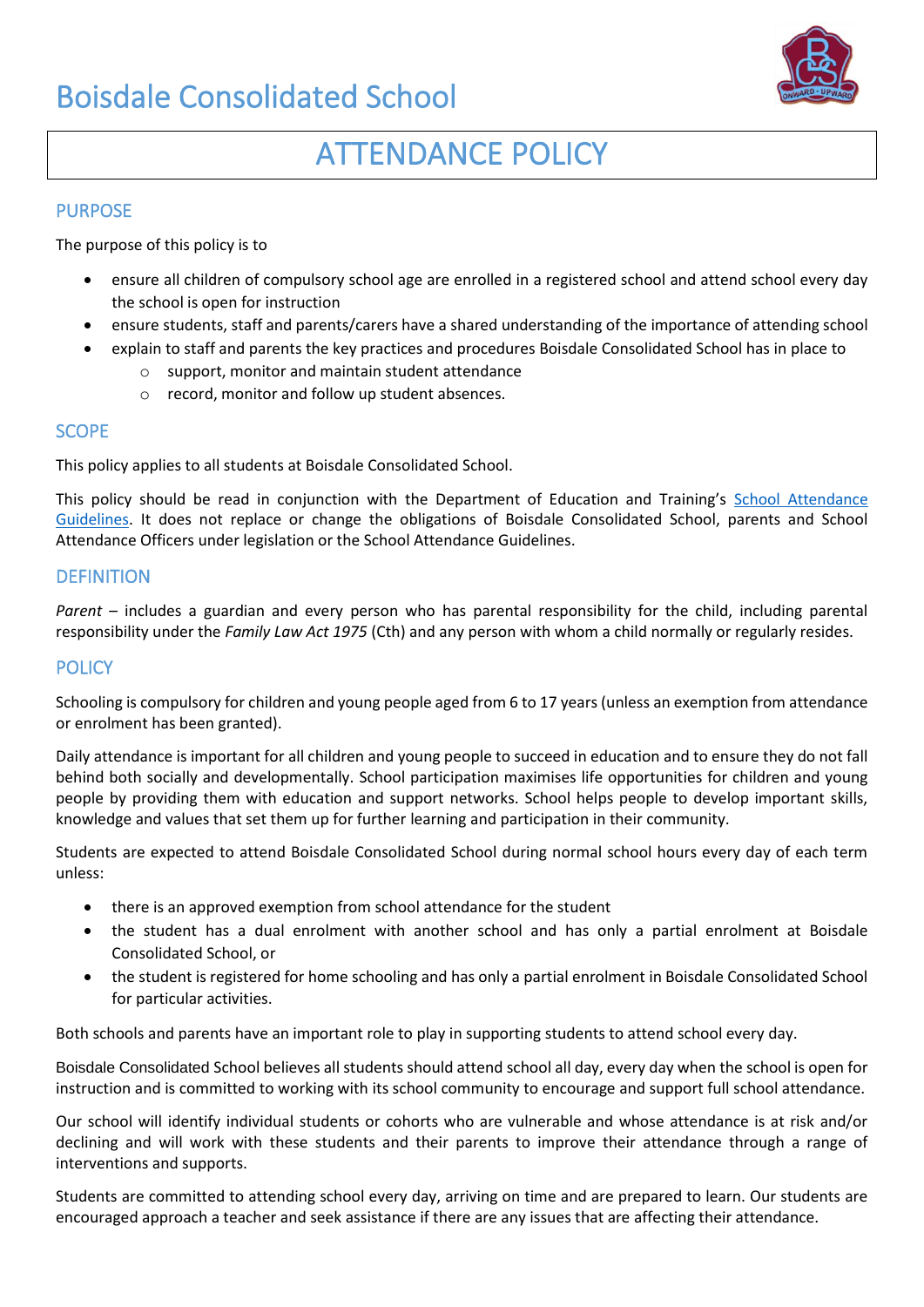# Boisdale Consolidated School

# ATTENDANCE POLICY

## PURPOSE

The purpose of this policy is to

- ensure all children of compulsory school age are enrolled in a registered school and attend school every day the school is open for instruction
- ensure students, staff and parents/carers have a shared understanding of the importance of attending school
- explain to staff and parents the key practices and procedures Boisdale Consolidated School has in place to
  - support, monitor and maintain student attendance
  - record, monitor and follow up student absences.

## SCOPE

This policy applies to all students at Boisdale Consolidated School.

This policy should be read in conjunction with the Department of Education and Training's School Attendance Guidelines. It does not replace or change the obligations of Boisdale Consolidated School, parents and School Attendance Officers under legislation or the School Attendance Guidelines.

## DEFINITION

*Parent* – includes a guardian and every person who has parental responsibility for the child, including parental responsibility under the *Family Law Act 1975* (Cth) and any person with whom a child normally or regularly resides.

## POLICY

Schooling is compulsory for children and young people aged from 6 to 17 years (unless an exemption from attendance or enrolment has been granted).

Daily attendance is important for all children and young people to succeed in education and to ensure they do not fall behind both socially and developmentally. School participation maximises life opportunities for children and young people by providing them with education and support networks. School helps people to develop important skills, knowledge and values that set them up for further learning and participation in their community.

Students are expected to attend Boisdale Consolidated School during normal school hours every day of each term unless:

- there is an approved exemption from school attendance for the student
- the student has a dual enrolment with another school and has only a partial enrolment at Boisdale Consolidated School, or
- the student is registered for home schooling and has only a partial enrolment in Boisdale Consolidated School for particular activities.

Both schools and parents have an important role to play in supporting students to attend school every day.

Boisdale Consolidated School believes all students should attend school all day, every day when the school is open for instruction and is committed to working with its school community to encourage and support full school attendance.

Our school will identify individual students or cohorts who are vulnerable and whose attendance is at risk and/or declining and will work with these students and their parents to improve their attendance through a range of interventions and supports.

Students are committed to attending school every day, arriving on time and are prepared to learn. Our students are encouraged approach a teacher and seek assistance if there are any issues that are affecting their attendance.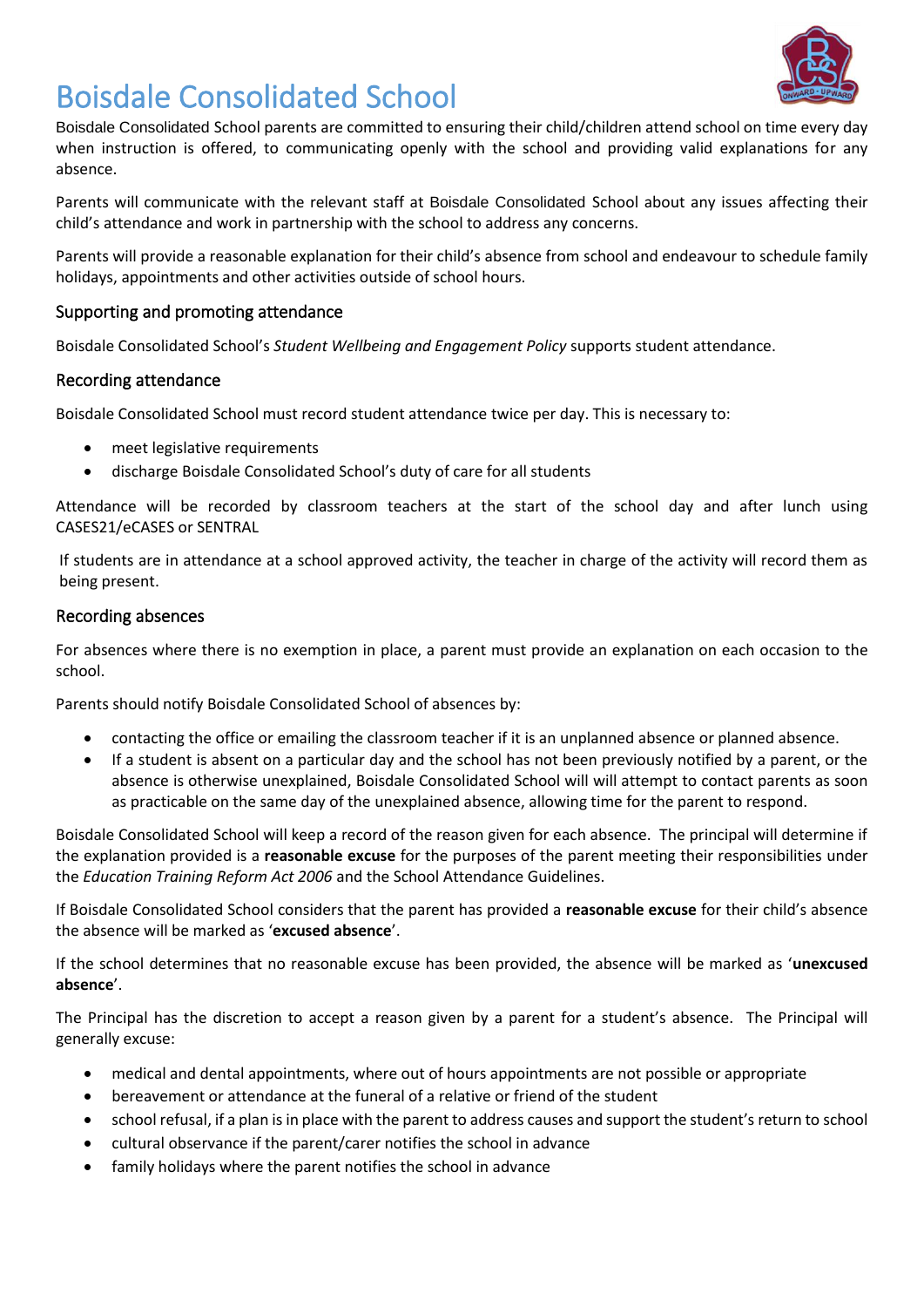# Boisdale Consolidated School

Boisdale Consolidated School parents are committed to ensuring their child/children attend school on time every day when instruction is offered, to communicating openly with the school and providing valid explanations for any absence.

Parents will communicate with the relevant staff at Boisdale Consolidated School about any issues affecting their child's attendance and work in partnership with the school to address any concerns.

Parents will provide a reasonable explanation for their child's absence from school and endeavour to schedule family holidays, appointments and other activities outside of school hours.

## Supporting and promoting attendance

Boisdale Consolidated School's *Student Wellbeing and Engagement Policy* supports student attendance.

## Recording attendance

Boisdale Consolidated School must record student attendance twice per day. This is necessary to:

- meet legislative requirements
- discharge Boisdale Consolidated School's duty of care for all students

Attendance will be recorded by classroom teachers at the start of the school day and after lunch using CASES21/eCASES or SENTRAL

If students are in attendance at a school approved activity, the teacher in charge of the activity will record them as being present.

## Recording absences

For absences where there is no exemption in place, a parent must provide an explanation on each occasion to the school.

Parents should notify Boisdale Consolidated School of absences by:

- contacting the office or emailing the classroom teacher if it is an unplanned absence or planned absence.
- If a student is absent on a particular day and the school has not been previously notified by a parent, or the absence is otherwise unexplained, Boisdale Consolidated School will will attempt to contact parents as soon as practicable on the same day of the unexplained absence, allowing time for the parent to respond.

Boisdale Consolidated School will keep a record of the reason given for each absence. The principal will determine if the explanation provided is a **reasonable excuse** for the purposes of the parent meeting their responsibilities under the *Education Training Reform Act 2006* and the School Attendance Guidelines.

If Boisdale Consolidated School considers that the parent has provided a **reasonable excuse** for their child's absence the absence will be marked as '**excused absence**'.

If the school determines that no reasonable excuse has been provided, the absence will be marked as '**unexcused absence**'.

The Principal has the discretion to accept a reason given by a parent for a student's absence. The Principal will generally excuse:

- medical and dental appointments, where out of hours appointments are not possible or appropriate
- bereavement or attendance at the funeral of a relative or friend of the student
- school refusal, if a plan is in place with the parent to address causes and support the student's return to school
- cultural observance if the parent/carer notifies the school in advance
- family holidays where the parent notifies the school in advance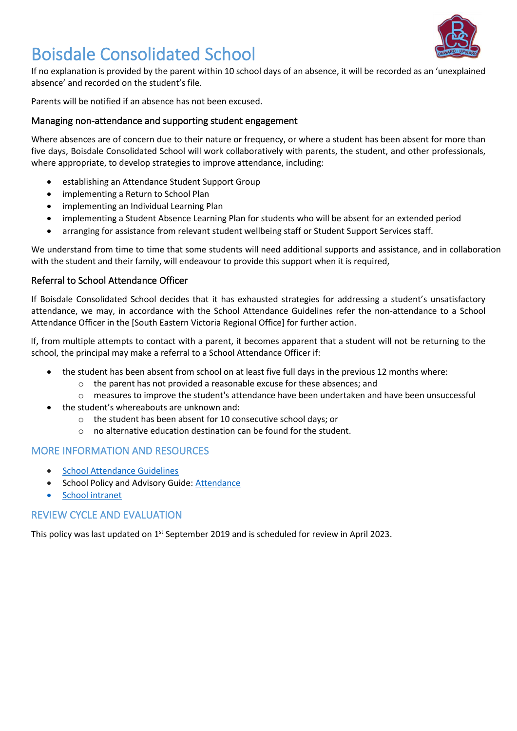# Boisdale Consolidated School

If no explanation is provided by the parent within 10 school days of an absence, it will be recorded as an 'unexplained absence' and recorded on the student's file.

Parents will be notified if an absence has not been excused.

### Managing non-attendance and supporting student engagement

Where absences are of concern due to their nature or frequency, or where a student has been absent for more than five days, Boisdale Consolidated School will work collaboratively with parents, the student, and other professionals, where appropriate, to develop strategies to improve attendance, including:

- establishing an Attendance Student Support Group
- implementing a Return to School Plan
- implementing an Individual Learning Plan
- implementing a Student Absence Learning Plan for students who will be absent for an extended period
- arranging for assistance from relevant student wellbeing staff or Student Support Services staff.

We understand from time to time that some students will need additional supports and assistance, and in collaboration with the student and their family, will endeavour to provide this support when it is required,

### Referral to School Attendance Officer

If Boisdale Consolidated School decides that it has exhausted strategies for addressing a student's unsatisfactory attendance, we may, in accordance with the School Attendance Guidelines refer the non-attendance to a School Attendance Officer in the [South Eastern Victoria Regional Office] for further action.

If, from multiple attempts to contact with a parent, it becomes apparent that a student will not be returning to the school, the principal may make a referral to a School Attendance Officer if:

- the student has been absent from school on at least five full days in the previous 12 months where:
  - the parent has not provided a reasonable excuse for these absences; and
  - measures to improve the student's attendance have been undertaken and have been unsuccessful
- the student's whereabouts are unknown and:
  - the student has been absent for 10 consecutive school days; or
  - no alternative education destination can be found for the student.

## MORE INFORMATION AND RESOURCES

- School Attendance Guidelines
- School Policy and Advisory Guide: Attendance
- School intranet

## REVIEW CYCLE AND EVALUATION

This policy was last updated on 1st September 2019 and is scheduled for review in April 2023.